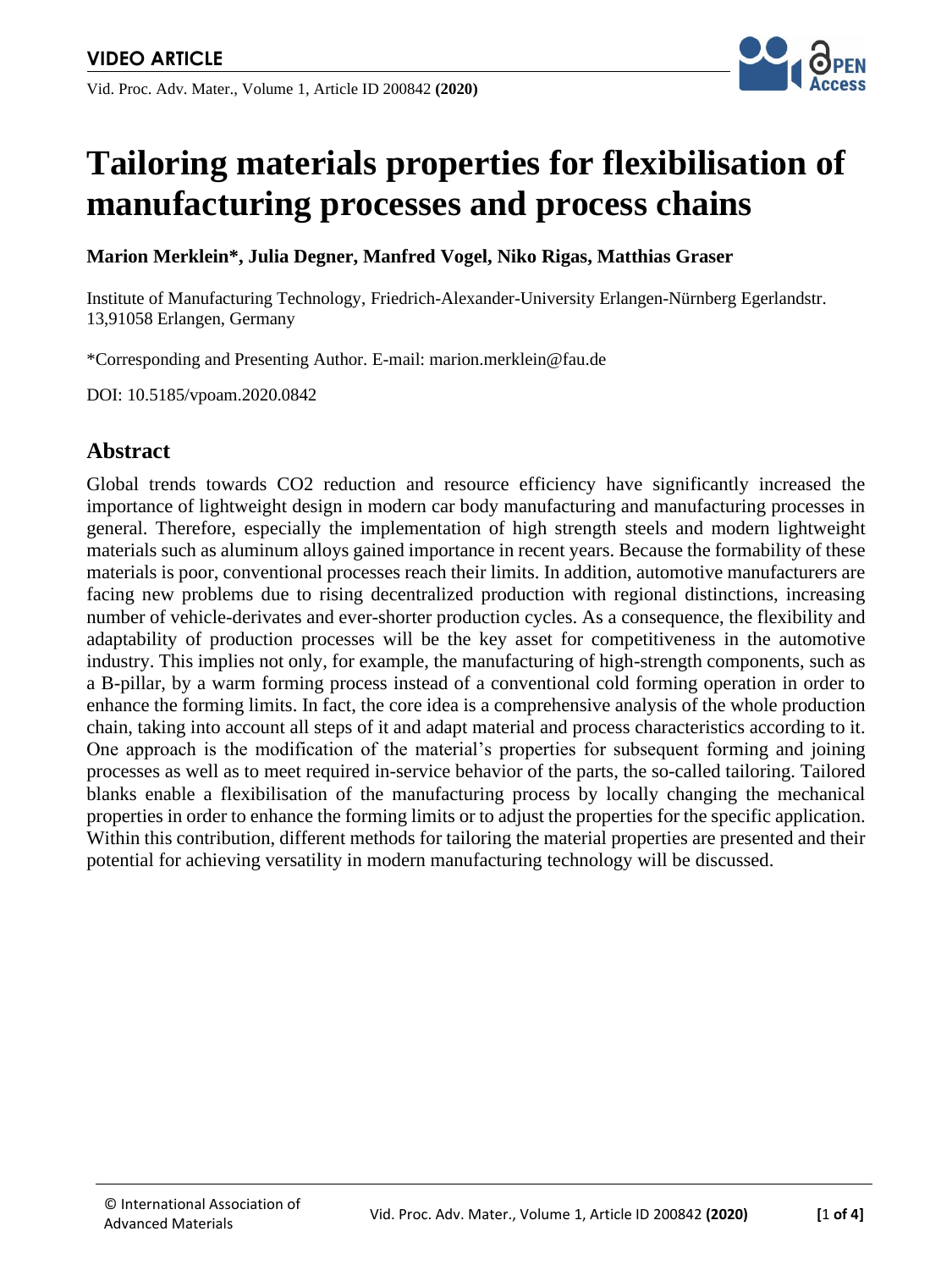VIDEO ARTICLE

# Tailoring materials properties for flexibilisation of manufacturing processes and process chains

**Marion Merklein*, Julia Degner, Manfred Vogel, Niko Rigas, Matthias Graser**

Institute of Manufacturing Technology, Friedrich-Alexander-University Erlangen-Nürnberg Egerlandstr. 13,91058 Erlangen, Germany

*Corresponding and Presenting Author. E-mail: marion.merklein@fau.de

DOI: 10.5185/vpoam.2020.0842

## Abstract

Global trends towards CO2 reduction and resource efficiency have significantly increased the importance of lightweight design in modern car body manufacturing and manufacturing processes in general. Therefore, especially the implementation of high strength steels and modern lightweight materials such as aluminum alloys gained importance in recent years. Because the formability of these materials is poor, conventional processes reach their limits. In addition, automotive manufacturers are facing new problems due to rising decentralized production with regional distinctions, increasing number of vehicle-derivates and ever-shorter production cycles. As a consequence, the flexibility and adaptability of production processes will be the key asset for competitiveness in the automotive industry. This implies not only, for example, the manufacturing of high-strength components, such as a B-pillar, by a warm forming process instead of a conventional cold forming operation in order to enhance the forming limits. In fact, the core idea is a comprehensive analysis of the whole production chain, taking into account all steps of it and adapt material and process characteristics according to it. One approach is the modification of the material's properties for subsequent forming and joining processes as well as to meet required in-service behavior of the parts, the so-called tailoring. Tailored blanks enable a flexibilisation of the manufacturing process by locally changing the mechanical properties in order to enhance the forming limits or to adjust the properties for the specific application. Within this contribution, different methods for tailoring the material properties are presented and their potential for achieving versatility in modern manufacturing technology will be discussed.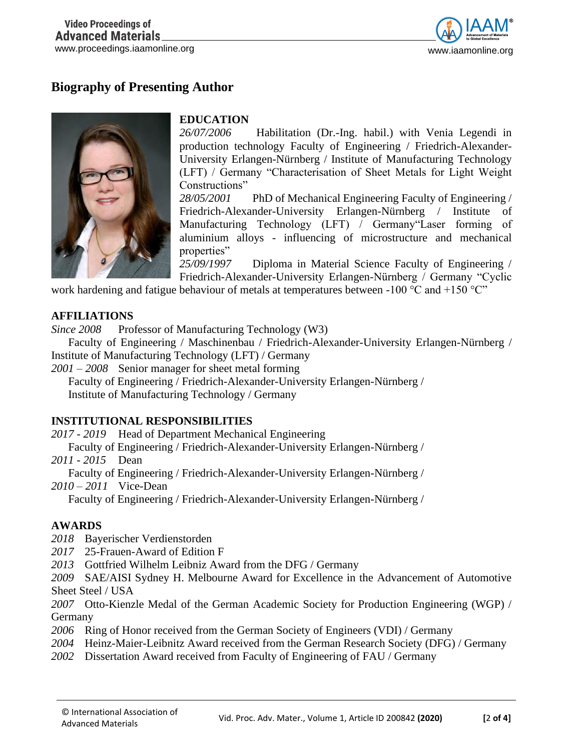## Biography of Presenting Author

### EDUCATION

*26/07/2006* Habilitation (Dr.-Ing. habil.) with Venia Legendi in production technology Faculty of Engineering / Friedrich-Alexander-University Erlangen-Nürnberg / Institute of Manufacturing Technology (LFT) / Germany "Characterisation of Sheet Metals for Light Weight Constructions"

*28/05/2001* PhD of Mechanical Engineering Faculty of Engineering / Friedrich-Alexander-University Erlangen-Nürnberg / Institute of Manufacturing Technology (LFT) / Germany"Laser forming of aluminium alloys - influencing of microstructure and mechanical properties"

*25/09/1997* Diploma in Material Science Faculty of Engineering / Friedrich-Alexander-University Erlangen-Nürnberg / Germany "Cyclic work hardening and fatigue behaviour of metals at temperatures between -100 °C and +150 °C"

### AFFILIATIONS

*Since 2008* Professor of Manufacturing Technology (W3)
Faculty of Engineering / Maschinenbau / Friedrich-Alexander-University Erlangen-Nürnberg / Institute of Manufacturing Technology (LFT) / Germany

*2001 – 2008* Senior manager for sheet metal forming
Faculty of Engineering / Friedrich-Alexander-University Erlangen-Nürnberg / Institute of Manufacturing Technology / Germany

### INSTITUTIONAL RESPONSIBILITIES

*2017 - 2019* Head of Department Mechanical Engineering
Faculty of Engineering / Friedrich-Alexander-University Erlangen-Nürnberg /

*2011 - 2015* Dean
Faculty of Engineering / Friedrich-Alexander-University Erlangen-Nürnberg /

*2010 – 2011* Vice-Dean
Faculty of Engineering / Friedrich-Alexander-University Erlangen-Nürnberg /

### AWARDS

*2018* Bayerischer Verdienstorden
*2017* 25-Frauen-Award of Edition F
*2013* Gottfried Wilhelm Leibniz Award from the DFG / Germany
*2009* SAE/AISI Sydney H. Melbourne Award for Excellence in the Advancement of Automotive Sheet Steel / USA
*2007* Otto-Kienzle Medal of the German Academic Society for Production Engineering (WGP) / Germany
*2006* Ring of Honor received from the German Society of Engineers (VDI) / Germany
*2004* Heinz-Maier-Leibnitz Award received from the German Research Society (DFG) / Germany
*2002* Dissertation Award received from Faculty of Engineering of FAU / Germany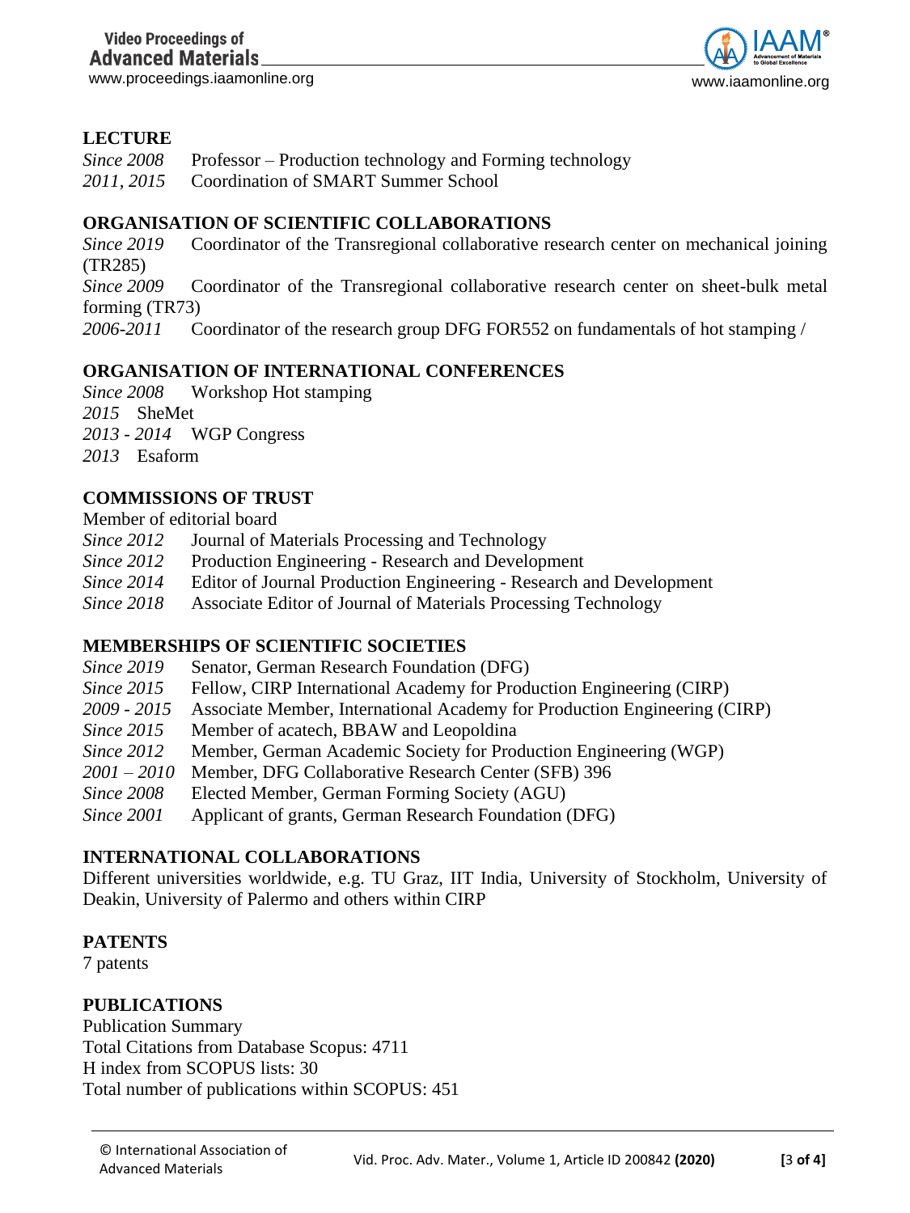## LECTURE

*Since 2008* Professor – Production technology and Forming technology
*2011, 2015* Coordination of SMART Summer School

## ORGANISATION OF SCIENTIFIC COLLABORATIONS

*Since 2019* Coordinator of the Transregional collaborative research center on mechanical joining (TR285)
*Since 2009* Coordinator of the Transregional collaborative research center on sheet-bulk metal forming (TR73)
*2006-2011* Coordinator of the research group DFG FOR552 on fundamentals of hot stamping /

## ORGANISATION OF INTERNATIONAL CONFERENCES

*Since 2008* Workshop Hot stamping
*2015* SheMet
*2013 - 2014* WGP Congress
*2013* Esaform

## COMMISSIONS OF TRUST

Member of editorial board
*Since 2012* Journal of Materials Processing and Technology
*Since 2012* Production Engineering - Research and Development
*Since 2014* Editor of Journal Production Engineering - Research and Development
*Since 2018* Associate Editor of Journal of Materials Processing Technology

## MEMBERSHIPS OF SCIENTIFIC SOCIETIES

*Since 2019* Senator, German Research Foundation (DFG)
*Since 2015* Fellow, CIRP International Academy for Production Engineering (CIRP)
*2009 - 2015* Associate Member, International Academy for Production Engineering (CIRP)
*Since 2015* Member of acatech, BBAW and Leopoldina
*Since 2012* Member, German Academic Society for Production Engineering (WGP)
*2001 – 2010* Member, DFG Collaborative Research Center (SFB) 396
*Since 2008* Elected Member, German Forming Society (AGU)
*Since 2001* Applicant of grants, German Research Foundation (DFG)

## INTERNATIONAL COLLABORATIONS

Different universities worldwide, e.g. TU Graz, IIT India, University of Stockholm, University of Deakin, University of Palermo and others within CIRP

## PATENTS

7 patents

## PUBLICATIONS

Publication Summary
Total Citations from Database Scopus: 4711
H index from SCOPUS lists: 30
Total number of publications within SCOPUS: 451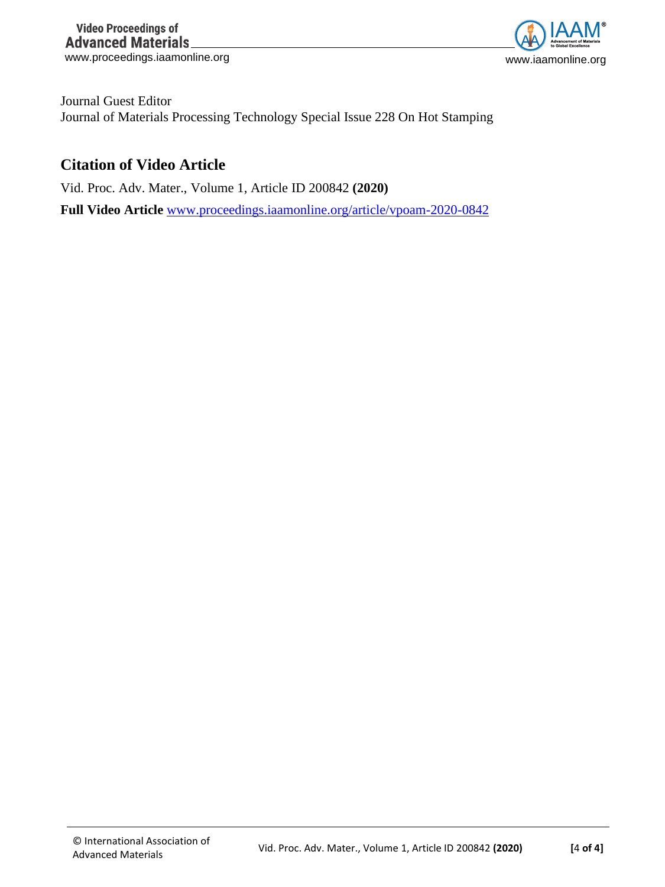Journal Guest Editor
Journal of Materials Processing Technology Special Issue 228 On Hot Stamping

## Citation of Video Article

Vid. Proc. Adv. Mater., Volume 1, Article ID 200842 **(2020)**

**Full Video Article** www.proceedings.iaamonline.org/article/vpoam-2020-0842